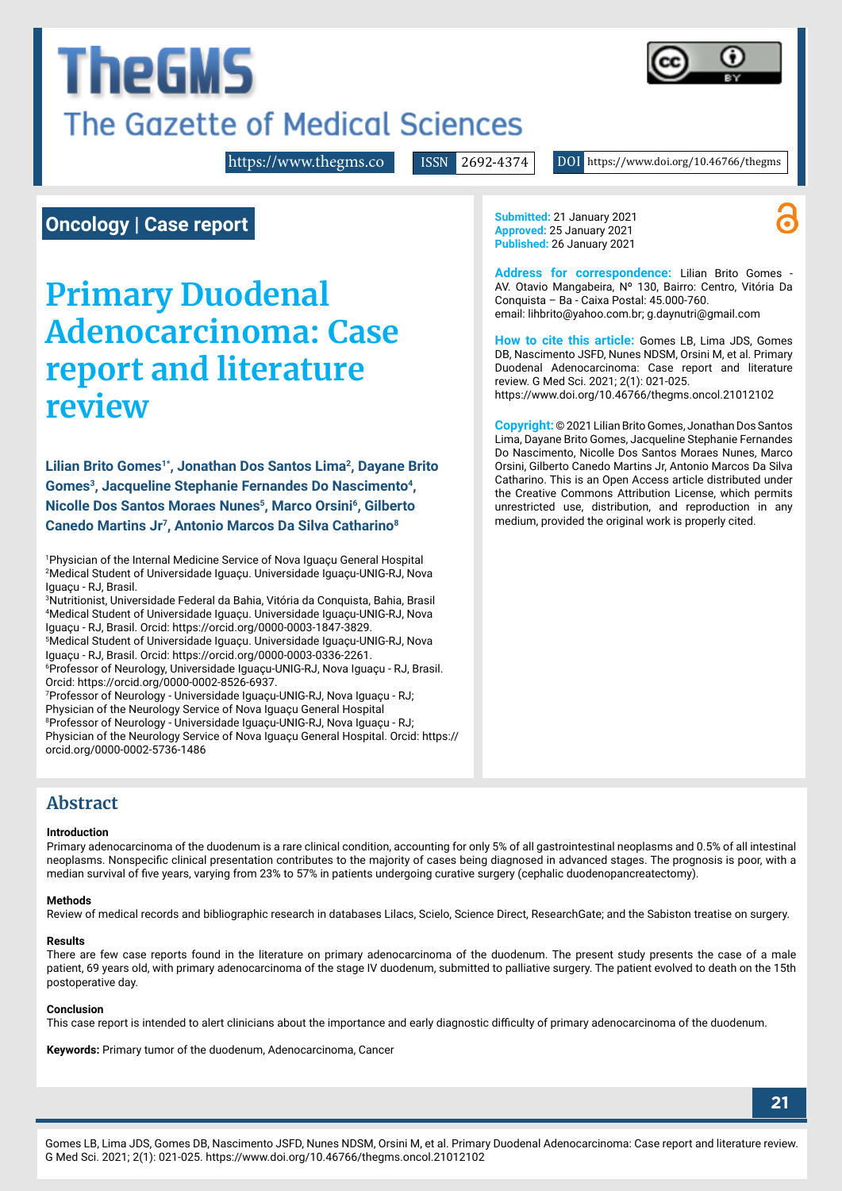# TheGMS

## The Gazette of Medical Sciences

https://www.thegms.co ISSN 2692-4374 DOI https://www.doi.org/10.46766/thegms

**Oncology | Case report**

# Primary Duodenal Adenocarcinoma: Case report and literature review

**Lilian Brito Gomes[1*], Jonathan Dos Santos Lima[2], Dayane Brito Gomes[3], Jacqueline Stephanie Fernandes Do Nascimento[4], Nicolle Dos Santos Moraes Nunes[5], Marco Orsini[6], Gilberto Canedo Martins Jr[7], Antonio Marcos Da Silva Catharino[8]**

[1]Physician of the Internal Medicine Service of Nova Iguaçu General Hospital
[2]Medical Student of Universidade Iguaçu. Universidade Iguaçu-UNIG-RJ, Nova Iguaçu - RJ, Brasil.
[3]Nutritionist, Universidade Federal da Bahia, Vitória da Conquista, Bahia, Brasil
[4]Medical Student of Universidade Iguaçu. Universidade Iguaçu-UNIG-RJ, Nova Iguaçu - RJ, Brasil. Orcid: https://orcid.org/0000-0003-1847-3829.
[5]Medical Student of Universidade Iguaçu. Universidade Iguaçu-UNIG-RJ, Nova Iguaçu - RJ, Brasil. Orcid: https://orcid.org/0000-0003-0336-2261.
[6]Professor of Neurology, Universidade Iguaçu-UNIG-RJ, Nova Iguaçu - RJ, Brasil. Orcid: https://orcid.org/0000-0002-8526-6937.
[7]Professor of Neurology - Universidade Iguaçu-UNIG-RJ, Nova Iguaçu - RJ; Physician of the Neurology Service of Nova Iguaçu General Hospital
[8]Professor of Neurology - Universidade Iguaçu-UNIG-RJ, Nova Iguaçu - RJ; Physician of the Neurology Service of Nova Iguaçu General Hospital. Orcid: https://orcid.org/0000-0002-5736-1486

**Submitted:** 21 January 2021
**Approved:** 25 January 2021
**Published:** 26 January 2021

**Address for correspondence:** Lilian Brito Gomes - AV. Otavio Mangabeira, Nº 130, Bairro: Centro, Vitória Da Conquista – Ba - Caixa Postal: 45.000-760. email: lihbrito@yahoo.com.br; g.daynutri@gmail.com

**How to cite this article:** Gomes LB, Lima JDS, Gomes DB, Nascimento JSFD, Nunes NDSM, Orsini M, et al. Primary Duodenal Adenocarcinoma: Case report and literature review. G Med Sci. 2021; 2(1): 021-025. https://www.doi.org/10.46766/thegms.oncol.21012102

**Copyright:** © 2021 Lilian Brito Gomes, Jonathan Dos Santos Lima, Dayane Brito Gomes, Jacqueline Stephanie Fernandes Do Nascimento, Nicolle Dos Santos Moraes Nunes, Marco Orsini, Gilberto Canedo Martins Jr, Antonio Marcos Da Silva Catharino. This is an Open Access article distributed under the Creative Commons Attribution License, which permits unrestricted use, distribution, and reproduction in any medium, provided the original work is properly cited.

## Abstract

**Introduction**

Primary adenocarcinoma of the duodenum is a rare clinical condition, accounting for only 5% of all gastrointestinal neoplasms and 0.5% of all intestinal neoplasms. Nonspecific clinical presentation contributes to the majority of cases being diagnosed in advanced stages. The prognosis is poor, with a median survival of five years, varying from 23% to 57% in patients undergoing curative surgery (cephalic duodenopancreatectomy).

**Methods**

Review of medical records and bibliographic research in databases Lilacs, Scielo, Science Direct, ResearchGate; and the Sabiston treatise on surgery.

**Results**

There are few case reports found in the literature on primary adenocarcinoma of the duodenum. The present study presents the case of a male patient, 69 years old, with primary adenocarcinoma of the stage IV duodenum, submitted to palliative surgery. The patient evolved to death on the 15th postoperative day.

**Conclusion**

This case report is intended to alert clinicians about the importance and early diagnostic difficulty of primary adenocarcinoma of the duodenum.

**Keywords:** Primary tumor of the duodenum, Adenocarcinoma, Cancer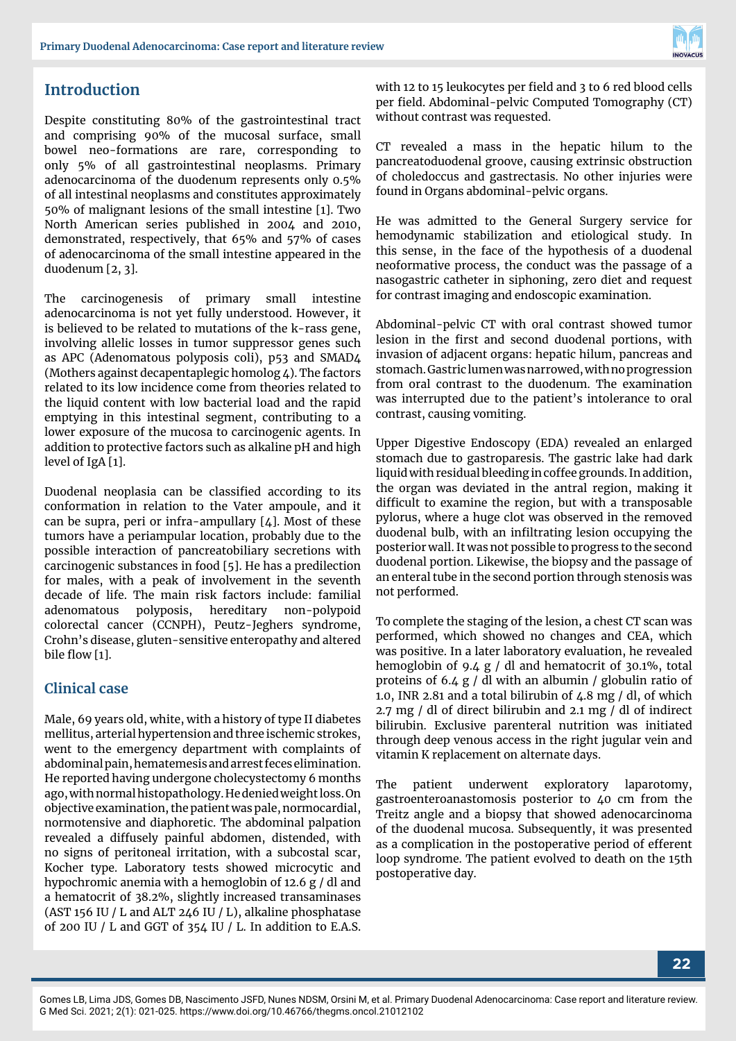## Introduction

Despite constituting 80% of the gastrointestinal tract and comprising 90% of the mucosal surface, small bowel neo-formations are rare, corresponding to only 5% of all gastrointestinal neoplasms. Primary adenocarcinoma of the duodenum represents only 0.5% of all intestinal neoplasms and constitutes approximately 50% of malignant lesions of the small intestine [1]. Two North American series published in 2004 and 2010, demonstrated, respectively, that 65% and 57% of cases of adenocarcinoma of the small intestine appeared in the duodenum [2, 3].

The carcinogenesis of primary small intestine adenocarcinoma is not yet fully understood. However, it is believed to be related to mutations of the k-rass gene, involving allelic losses in tumor suppressor genes such as APC (Adenomatous polyposis coli), p53 and SMAD4 (Mothers against decapentaplegic homolog 4). The factors related to its low incidence come from theories related to the liquid content with low bacterial load and the rapid emptying in this intestinal segment, contributing to a lower exposure of the mucosa to carcinogenic agents. In addition to protective factors such as alkaline pH and high level of IgA [1].

Duodenal neoplasia can be classified according to its conformation in relation to the Vater ampoule, and it can be supra, peri or infra-ampullary [4]. Most of these tumors have a periampular location, probably due to the possible interaction of pancreatobiliary secretions with carcinogenic substances in food [5]. He has a predilection for males, with a peak of involvement in the seventh decade of life. The main risk factors include: familial adenomatous polyposis, hereditary non-polypoid colorectal cancer (CCNPH), Peutz-Jeghers syndrome, Crohn's disease, gluten-sensitive enteropathy and altered bile flow [1].

## Clinical case

Male, 69 years old, white, with a history of type II diabetes mellitus, arterial hypertension and three ischemic strokes, went to the emergency department with complaints of abdominal pain, hematemesis and arrest feces elimination. He reported having undergone cholecystectomy 6 months ago, with normal histopathology. He denied weight loss. On objective examination, the patient was pale, normocardial, normotensive and diaphoretic. The abdominal palpation revealed a diffusely painful abdomen, distended, with no signs of peritoneal irritation, with a subcostal scar, Kocher type. Laboratory tests showed microcytic and hypochromic anemia with a hemoglobin of 12.6 g / dl and a hematocrit of 38.2%, slightly increased transaminases (AST 156 IU / L and ALT 246 IU / L), alkaline phosphatase of 200 IU / L and GGT of 354 IU / L. In addition to E.A.S. with 12 to 15 leukocytes per field and 3 to 6 red blood cells per field. Abdominal-pelvic Computed Tomography (CT) without contrast was requested.

CT revealed a mass in the hepatic hilum to the pancreatoduodenal groove, causing extrinsic obstruction of choledoccus and gastrectasis. No other injuries were found in Organs abdominal-pelvic organs.

He was admitted to the General Surgery service for hemodynamic stabilization and etiological study. In this sense, in the face of the hypothesis of a duodenal neoformative process, the conduct was the passage of a nasogastric catheter in siphoning, zero diet and request for contrast imaging and endoscopic examination.

Abdominal-pelvic CT with oral contrast showed tumor lesion in the first and second duodenal portions, with invasion of adjacent organs: hepatic hilum, pancreas and stomach. Gastric lumen was narrowed, with no progression from oral contrast to the duodenum. The examination was interrupted due to the patient's intolerance to oral contrast, causing vomiting.

Upper Digestive Endoscopy (EDA) revealed an enlarged stomach due to gastroparesis. The gastric lake had dark liquid with residual bleeding in coffee grounds. In addition, the organ was deviated in the antral region, making it difficult to examine the region, but with a transposable pylorus, where a huge clot was observed in the removed duodenal bulb, with an infiltrating lesion occupying the posterior wall. It was not possible to progress to the second duodenal portion. Likewise, the biopsy and the passage of an enteral tube in the second portion through stenosis was not performed.

To complete the staging of the lesion, a chest CT scan was performed, which showed no changes and CEA, which was positive. In a later laboratory evaluation, he revealed hemoglobin of 9.4 g / dl and hematocrit of 30.1%, total proteins of 6.4 g / dl with an albumin / globulin ratio of 1.0, INR 2.81 and a total bilirubin of 4.8 mg / dl, of which 2.7 mg / dl of direct bilirubin and 2.1 mg / dl of indirect bilirubin. Exclusive parenteral nutrition was initiated through deep venous access in the right jugular vein and vitamin K replacement on alternate days.

The patient underwent exploratory laparotomy, gastroenteroanastomosis posterior to 40 cm from the Treitz angle and a biopsy that showed adenocarcinoma of the duodenal mucosa. Subsequently, it was presented as a complication in the postoperative period of efferent loop syndrome. The patient evolved to death on the 15th postoperative day.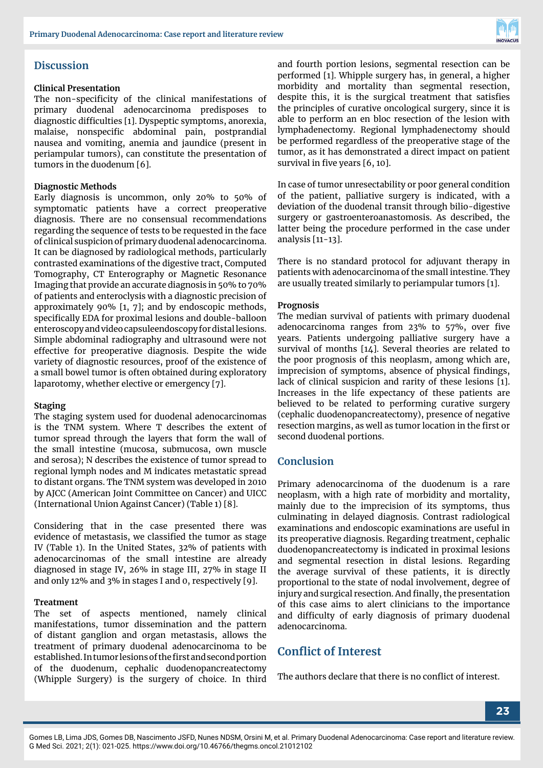## Discussion

### Clinical Presentation

The non-specificity of the clinical manifestations of primary duodenal adenocarcinoma predisposes to diagnostic difficulties [1]. Dyspeptic symptoms, anorexia, malaise, nonspecific abdominal pain, postprandial nausea and vomiting, anemia and jaundice (present in periampular tumors), can constitute the presentation of tumors in the duodenum [6].

### Diagnostic Methods

Early diagnosis is uncommon, only 20% to 50% of symptomatic patients have a correct preoperative diagnosis. There are no consensual recommendations regarding the sequence of tests to be requested in the face of clinical suspicion of primary duodenal adenocarcinoma. It can be diagnosed by radiological methods, particularly contrasted examinations of the digestive tract, Computed Tomography, CT Enterography or Magnetic Resonance Imaging that provide an accurate diagnosis in 50% to 70% of patients and enteroclysis with a diagnostic precision of approximately 90% [1, 7]; and by endoscopic methods, specifically EDA for proximal lesions and double-balloon enteroscopy and video capsuleendoscopy for distal lesions. Simple abdominal radiography and ultrasound were not effective for preoperative diagnosis. Despite the wide variety of diagnostic resources, proof of the existence of a small bowel tumor is often obtained during exploratory laparotomy, whether elective or emergency [7].

### Staging

The staging system used for duodenal adenocarcinomas is the TNM system. Where T describes the extent of tumor spread through the layers that form the wall of the small intestine (mucosa, submucosa, own muscle and serosa); N describes the existence of tumor spread to regional lymph nodes and M indicates metastatic spread to distant organs. The TNM system was developed in 2010 by AJCC (American Joint Committee on Cancer) and UICC (International Union Against Cancer) (Table 1) [8].

Considering that in the case presented there was evidence of metastasis, we classified the tumor as stage IV (Table 1). In the United States, 32% of patients with adenocarcinomas of the small intestine are already diagnosed in stage IV, 26% in stage III, 27% in stage II and only 12% and 3% in stages I and 0, respectively [9].

### Treatment

The set of aspects mentioned, namely clinical manifestations, tumor dissemination and the pattern of distant ganglion and organ metastasis, allows the treatment of primary duodenal adenocarcinoma to be established. In tumor lesions of the first and second portion of the duodenum, cephalic duodenopancreatectomy (Whipple Surgery) is the surgery of choice. In third and fourth portion lesions, segmental resection can be performed [1]. Whipple surgery has, in general, a higher morbidity and mortality than segmental resection, despite this, it is the surgical treatment that satisfies the principles of curative oncological surgery, since it is able to perform an en bloc resection of the lesion with lymphadenectomy. Regional lymphadenectomy should be performed regardless of the preoperative stage of the tumor, as it has demonstrated a direct impact on patient survival in five years [6, 10].

In case of tumor unresectability or poor general condition of the patient, palliative surgery is indicated, with a deviation of the duodenal transit through bilio-digestive surgery or gastroenteroanastomosis. As described, the latter being the procedure performed in the case under analysis [11-13].

There is no standard protocol for adjuvant therapy in patients with adenocarcinoma of the small intestine. They are usually treated similarly to periampular tumors [1].

### Prognosis

The median survival of patients with primary duodenal adenocarcinoma ranges from 23% to 57%, over five years. Patients undergoing palliative surgery have a survival of months [14]. Several theories are related to the poor prognosis of this neoplasm, among which are, imprecision of symptoms, absence of physical findings, lack of clinical suspicion and rarity of these lesions [1]. Increases in the life expectancy of these patients are believed to be related to performing curative surgery (cephalic duodenopancreatectomy), presence of negative resection margins, as well as tumor location in the first or second duodenal portions.

## Conclusion

Primary adenocarcinoma of the duodenum is a rare neoplasm, with a high rate of morbidity and mortality, mainly due to the imprecision of its symptoms, thus culminating in delayed diagnosis. Contrast radiological examinations and endoscopic examinations are useful in its preoperative diagnosis. Regarding treatment, cephalic duodenopancreatectomy is indicated in proximal lesions and segmental resection in distal lesions. Regarding the average survival of these patients, it is directly proportional to the state of nodal involvement, degree of injury and surgical resection. And finally, the presentation of this case aims to alert clinicians to the importance and difficulty of early diagnosis of primary duodenal adenocarcinoma.

## Conflict of Interest

The authors declare that there is no conflict of interest.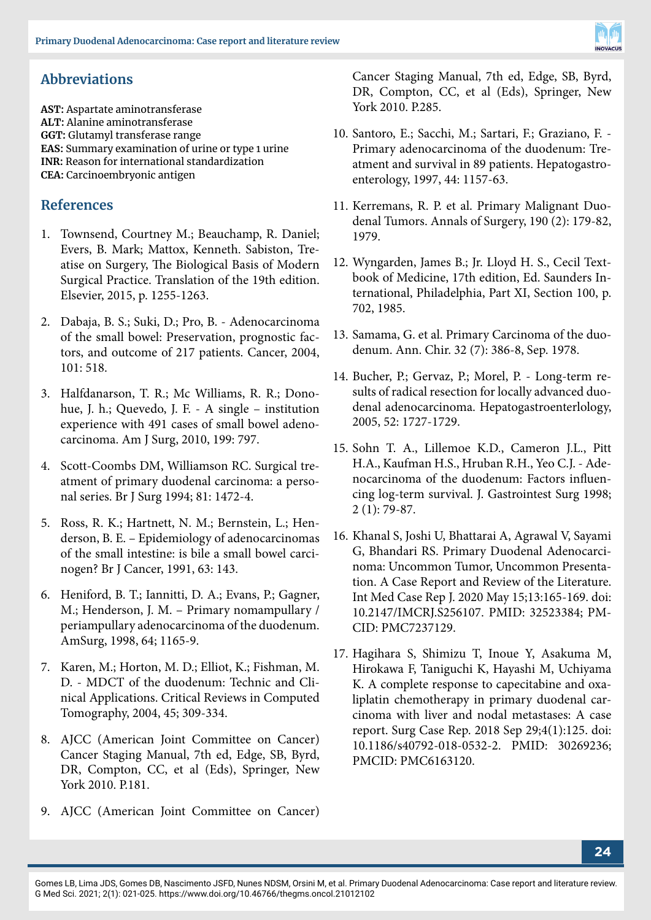## Abbreviations

**AST:** Aspartate aminotransferase
**ALT:** Alanine aminotransferase
**GGT:** Glutamyl transferase range
**EAS:** Summary examination of urine or type 1 urine
**INR:** Reason for international standardization
**CEA:** Carcinoembryonic antigen

## References

1. Townsend, Courtney M.; Beauchamp, R. Daniel; Evers, B. Mark; Mattox, Kenneth. Sabiston, Treatise on Surgery, The Biological Basis of Modern Surgical Practice. Translation of the 19th edition. Elsevier, 2015, p. 1255-1263.

2. Dabaja, B. S.; Suki, D.; Pro, B. - Adenocarcinoma of the small bowel: Preservation, prognostic factors, and outcome of 217 patients. Cancer, 2004, 101: 518.

3. Halfdanarson, T. R.; Mc Williams, R. R.; Donohue, J. h.; Quevedo, J. F. - A single – institution experience with 491 cases of small bowel adenocarcinoma. Am J Surg, 2010, 199: 797.

4. Scott-Coombs DM, Williamson RC. Surgical treatment of primary duodenal carcinoma: a personal series. Br J Surg 1994; 81: 1472-4.

5. Ross, R. K.; Hartnett, N. M.; Bernstein, L.; Henderson, B. E. – Epidemiology of adenocarcinomas of the small intestine: is bile a small bowel carcinogen? Br J Cancer, 1991, 63: 143.

6. Heniford, B. T.; Iannitti, D. A.; Evans, P.; Gagner, M.; Henderson, J. M. – Primary nomampullary / periampullary adenocarcinoma of the duodenum. AmSurg, 1998, 64; 1165-9.

7. Karen, M.; Horton, M. D.; Elliot, K.; Fishman, M. D. - MDCT of the duodenum: Technic and Clinical Applications. Critical Reviews in Computed Tomography, 2004, 45; 309-334.

8. AJCC (American Joint Committee on Cancer) Cancer Staging Manual, 7th ed, Edge, SB, Byrd, DR, Compton, CC, et al (Eds), Springer, New York 2010. P.181.

9. AJCC (American Joint Committee on Cancer) Cancer Staging Manual, 7th ed, Edge, SB, Byrd, DR, Compton, CC, et al (Eds), Springer, New York 2010. P.285.

10. Santoro, E.; Sacchi, M.; Sartari, F.; Graziano, F. - Primary adenocarcinoma of the duodenum: Treatment and survival in 89 patients. Hepatogastroenterology, 1997, 44: 1157-63.

11. Kerremans, R. P. et al. Primary Malignant Duodenal Tumors. Annals of Surgery, 190 (2): 179-82, 1979.

12. Wyngarden, James B.; Jr. Lloyd H. S., Cecil Textbook of Medicine, 17th edition, Ed. Saunders International, Philadelphia, Part XI, Section 100, p. 702, 1985.

13. Samama, G. et al. Primary Carcinoma of the duodenum. Ann. Chir. 32 (7): 386-8, Sep. 1978.

14. Bucher, P.; Gervaz, P.; Morel, P. - Long-term results of radical resection for locally advanced duodenal adenocarcinoma. Hepatogastroenterlology, 2005, 52: 1727-1729.

15. Sohn T. A., Lillemoe K.D., Cameron J.L., Pitt H.A., Kaufman H.S., Hruban R.H., Yeo C.J. - Adenocarcinoma of the duodenum: Factors influencing log-term survival. J. Gastrointest Surg 1998; 2 (1): 79-87.

16. Khanal S, Joshi U, Bhattarai A, Agrawal V, Sayami G, Bhandari RS. Primary Duodenal Adenocarcinoma: Uncommon Tumor, Uncommon Presentation. A Case Report and Review of the Literature. Int Med Case Rep J. 2020 May 15;13:165-169. doi: 10.2147/IMCRJ.S256107. PMID: 32523384; PMCID: PMC7237129.

17. Hagihara S, Shimizu T, Inoue Y, Asakuma M, Hirokawa F, Taniguchi K, Hayashi M, Uchiyama K. A complete response to capecitabine and oxaliplatin chemotherapy in primary duodenal carcinoma with liver and nodal metastases: A case report. Surg Case Rep. 2018 Sep 29;4(1):125. doi: 10.1186/s40792-018-0532-2. PMID: 30269236; PMCID: PMC6163120.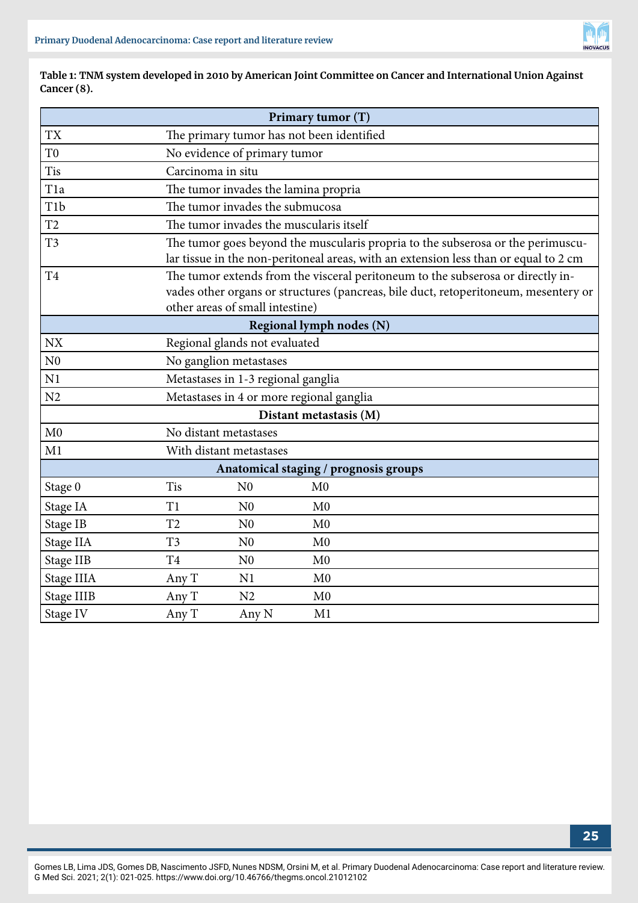**Table 1: TNM system developed in 2010 by American Joint Committee on Cancer and International Union Against Cancer (8).**

| | | | |
|---|---|---|---|
| **Primary tumor (T)** | | | |
| TX | The primary tumor has not been identified | | |
| T0 | No evidence of primary tumor | | |
| Tis | Carcinoma in situ | | |
| T1a | The tumor invades the lamina propria | | |
| T1b | The tumor invades the submucosa | | |
| T2 | The tumor invades the muscularis itself | | |
| T3 | The tumor goes beyond the muscularis propria to the subserosa or the perimuscular tissue in the non-peritoneal areas, with an extension less than or equal to 2 cm | | |
| T4 | The tumor extends from the visceral peritoneum to the subserosa or directly invades other organs or structures (pancreas, bile duct, retoperitoneum, mesentery or other areas of small intestine) | | |
| **Regional lymph nodes (N)** | | | |
| NX | Regional glands not evaluated | | |
| N0 | No ganglion metastases | | |
| N1 | Metastases in 1-3 regional ganglia | | |
| N2 | Metastases in 4 or more regional ganglia | | |
| **Distant metastasis (M)** | | | |
| M0 | No distant metastases | | |
| M1 | With distant metastases | | |
| **Anatomical staging / prognosis groups** | | | |
| Stage 0 | Tis | N0 | M0 |
| Stage IA | T1 | N0 | M0 |
| Stage IB | T2 | N0 | M0 |
| Stage IIA | T3 | N0 | M0 |
| Stage IIB | T4 | N0 | M0 |
| Stage IIIA | Any T | N1 | M0 |
| Stage IIIB | Any T | N2 | M0 |
| Stage IV | Any T | Any N | M1 |